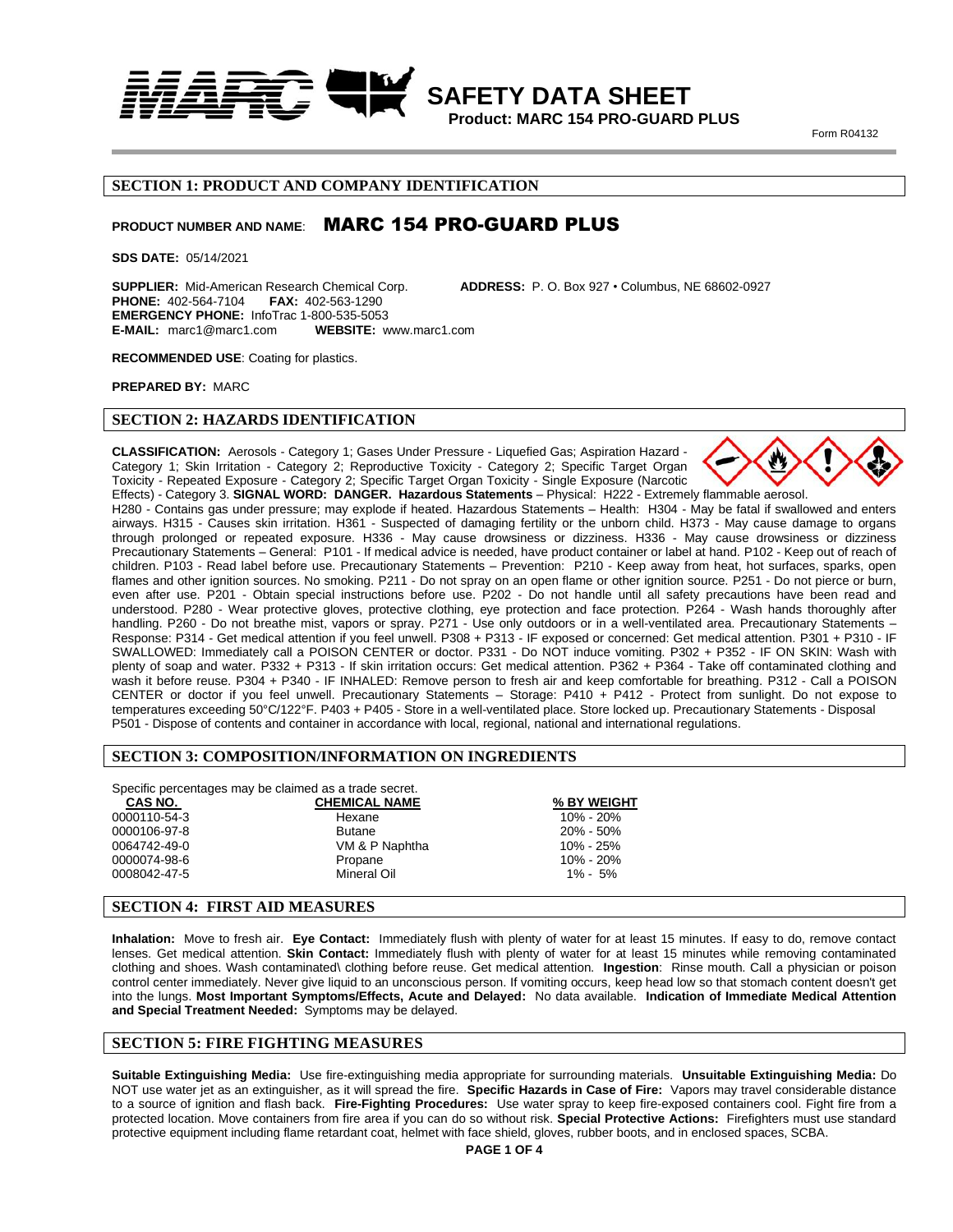# SAFETY DATA SHEET

**Product: MARC 154 PRO-GUARD PLUS**

Form R04132

## SECTION 1: PRODUCT AND COMPANY IDENTIFICATION

**PRODUCT NUMBER AND NAME**: **MARC 154 PRO-GUARD PLUS**

**SDS DATE:** 05/14/2021

**SUPPLIER:** Mid-American Research Chemical Corp. **ADDRESS:** P. O. Box 927 • Columbus, NE 68602-0927
**PHONE:** 402-564-7104 **FAX:** 402-563-1290
**EMERGENCY PHONE:** InfoTrac 1-800-535-5053
**E-MAIL:** marc1@marc1.com **WEBSITE:** www.marc1.com

**RECOMMENDED USE**: Coating for plastics.

**PREPARED BY:** MARC

## SECTION 2: HAZARDS IDENTIFICATION

**CLASSIFICATION:** Aerosols - Category 1; Gases Under Pressure - Liquefied Gas; Aspiration Hazard - Category 1; Skin Irritation - Category 2; Reproductive Toxicity - Category 2; Specific Target Organ Toxicity - Repeated Exposure - Category 2; Specific Target Organ Toxicity - Single Exposure (Narcotic Effects) - Category 3. **SIGNAL WORD: DANGER. Hazardous Statements** – Physical: H222 - Extremely flammable aerosol. H280 - Contains gas under pressure; may explode if heated. Hazardous Statements – Health: H304 - May be fatal if swallowed and enters airways. H315 - Causes skin irritation. H361 - Suspected of damaging fertility or the unborn child. H373 - May cause damage to organs through prolonged or repeated exposure. H336 - May cause drowsiness or dizziness. H336 - May cause drowsiness or dizziness Precautionary Statements – General: P101 - If medical advice is needed, have product container or label at hand. P102 - Keep out of reach of children. P103 - Read label before use. Precautionary Statements – Prevention: P210 - Keep away from heat, hot surfaces, sparks, open flames and other ignition sources. No smoking. P211 - Do not spray on an open flame or other ignition source. P251 - Do not pierce or burn, even after use. P201 - Obtain special instructions before use. P202 - Do not handle until all safety precautions have been read and understood. P280 - Wear protective gloves, protective clothing, eye protection and face protection. P264 - Wash hands thoroughly after handling. P260 - Do not breathe mist, vapors or spray. P271 - Use only outdoors or in a well-ventilated area. Precautionary Statements – Response: P314 - Get medical attention if you feel unwell. P308 + P313 - IF exposed or concerned: Get medical attention. P301 + P310 - IF SWALLOWED: Immediately call a POISON CENTER or doctor. P331 - Do NOT induce vomiting. P302 + P352 - IF ON SKIN: Wash with plenty of soap and water. P332 + P313 - If skin irritation occurs: Get medical attention. P362 + P364 - Take off contaminated clothing and wash it before reuse. P304 + P340 - IF INHALED: Remove person to fresh air and keep comfortable for breathing. P312 - Call a POISON CENTER or doctor if you feel unwell. Precautionary Statements – Storage: P410 + P412 - Protect from sunlight. Do not expose to temperatures exceeding 50°C/122°F. P403 + P405 - Store in a well-ventilated place. Store locked up. Precautionary Statements - Disposal P501 - Dispose of contents and container in accordance with local, regional, national and international regulations.

## SECTION 3: COMPOSITION/INFORMATION ON INGREDIENTS

Specific percentages may be claimed as a trade secret.

| CAS NO. | CHEMICAL NAME | % BY WEIGHT |
|---|---|---|
| 0000110-54-3 | Hexane | 10% - 20% |
| 0000106-97-8 | Butane | 20% - 50% |
| 0064742-49-0 | VM & P Naphtha | 10% - 25% |
| 0000074-98-6 | Propane | 10% - 20% |
| 0008042-47-5 | Mineral Oil | 1% - 5% |

## SECTION 4: FIRST AID MEASURES

**Inhalation:** Move to fresh air. **Eye Contact:** Immediately flush with plenty of water for at least 15 minutes. If easy to do, remove contact lenses. Get medical attention. **Skin Contact:** Immediately flush with plenty of water for at least 15 minutes while removing contaminated clothing and shoes. Wash contaminated\ clothing before reuse. Get medical attention. **Ingestion**: Rinse mouth. Call a physician or poison control center immediately. Never give liquid to an unconscious person. If vomiting occurs, keep head low so that stomach content doesn't get into the lungs. **Most Important Symptoms/Effects, Acute and Delayed:** No data available. **Indication of Immediate Medical Attention and Special Treatment Needed:** Symptoms may be delayed.

## SECTION 5: FIRE FIGHTING MEASURES

**Suitable Extinguishing Media:** Use fire-extinguishing media appropriate for surrounding materials. **Unsuitable Extinguishing Media:** Do NOT use water jet as an extinguisher, as it will spread the fire. **Specific Hazards in Case of Fire:** Vapors may travel considerable distance to a source of ignition and flash back. **Fire-Fighting Procedures:** Use water spray to keep fire-exposed containers cool. Fight fire from a protected location. Move containers from fire area if you can do so without risk. **Special Protective Actions:** Firefighters must use standard protective equipment including flame retardant coat, helmet with face shield, gloves, rubber boots, and in enclosed spaces, SCBA.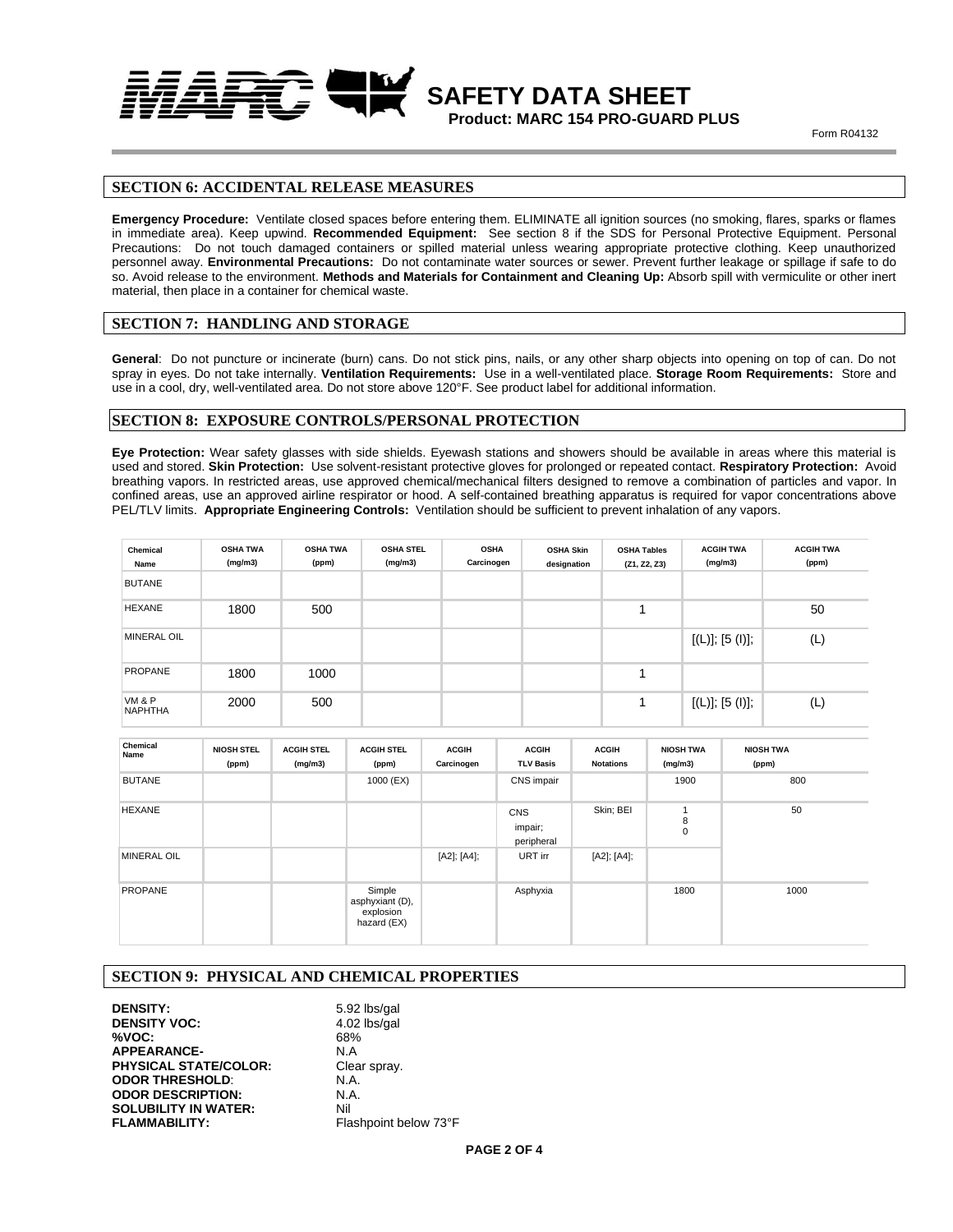# SAFETY DATA SHEET

**Product: MARC 154 PRO-GUARD PLUS**

Form R04132

## SECTION 6: ACCIDENTAL RELEASE MEASURES

**Emergency Procedure:** Ventilate closed spaces before entering them. ELIMINATE all ignition sources (no smoking, flares, sparks or flames in immediate area). Keep upwind. **Recommended Equipment:** See section 8 if the SDS for Personal Protective Equipment. Personal Precautions: Do not touch damaged containers or spilled material unless wearing appropriate protective clothing. Keep unauthorized personnel away. **Environmental Precautions:** Do not contaminate water sources or sewer. Prevent further leakage or spillage if safe to do so. Avoid release to the environment. **Methods and Materials for Containment and Cleaning Up:** Absorb spill with vermiculite or other inert material, then place in a container for chemical waste.

## SECTION 7: HANDLING AND STORAGE

**General**: Do not puncture or incinerate (burn) cans. Do not stick pins, nails, or any other sharp objects into opening on top of can. Do not spray in eyes. Do not take internally. **Ventilation Requirements:** Use in a well-ventilated place. **Storage Room Requirements:** Store and use in a cool, dry, well-ventilated area. Do not store above 120°F. See product label for additional information.

## SECTION 8: EXPOSURE CONTROLS/PERSONAL PROTECTION

**Eye Protection:** Wear safety glasses with side shields. Eyewash stations and showers should be available in areas where this material is used and stored. **Skin Protection:** Use solvent-resistant protective gloves for prolonged or repeated contact. **Respiratory Protection:** Avoid breathing vapors. In restricted areas, use approved chemical/mechanical filters designed to remove a combination of particles and vapor. In confined areas, use an approved airline respirator or hood. A self-contained breathing apparatus is required for vapor concentrations above PEL/TLV limits. **Appropriate Engineering Controls:** Ventilation should be sufficient to prevent inhalation of any vapors.

| Chemical Name | OSHA TWA (mg/m3) | OSHA TWA (ppm) | OSHA STEL (mg/m3) | OSHA Carcinogen | OSHA Skin designation | OSHA Tables (Z1, Z2, Z3) | ACGIH TWA (mg/m3) | ACGIH TWA (ppm) |
|---|---|---|---|---|---|---|---|---|
| BUTANE | | | | | | | | |
| HEXANE | 1800 | 500 | | | | 1 | | 50 |
| MINERAL OIL | | | | | | | [(L)]; [5 (I)]; | (L) |
| PROPANE | 1800 | 1000 | | | | 1 | | |
| VM & P NAPHTHA | 2000 | 500 | | | | 1 | [(L)]; [5 (I)]; | (L) |

| Chemical Name | NIOSH STEL (ppm) | ACGIH STEL (mg/m3) | ACGIH STEL (ppm) | ACGIH Carcinogen | ACGIH TLV Basis | ACGIH Notations | NIOSH TWA (mg/m3) | NIOSH TWA (ppm) |
|---|---|---|---|---|---|---|---|---|
| BUTANE | | | 1000 (EX) | | CNS impair | | 1900 | 800 |
| HEXANE | | | | | CNS impair; peripheral | Skin; BEI | 180 | 50 |
| MINERAL OIL | | | | [A2]; [A4]; | URT irr | [A2]; [A4]; | | |
| PROPANE | | | Simple asphyxiant (D), explosion hazard (EX) | | Asphyxia | | 1800 | 1000 |

## SECTION 9: PHYSICAL AND CHEMICAL PROPERTIES

**DENSITY:** 5.92 lbs/gal  
**DENSITY VOC:** 4.02 lbs/gal  
**%VOC:** 68%  
**APPEARANCE-** N.A  
**PHYSICAL STATE/COLOR:** Clear spray.  
**ODOR THRESHOLD**: N.A.  
**ODOR DESCRIPTION:** N.A.  
**SOLUBILITY IN WATER:** Nil  
**FLAMMABILITY:** Flashpoint below 73°F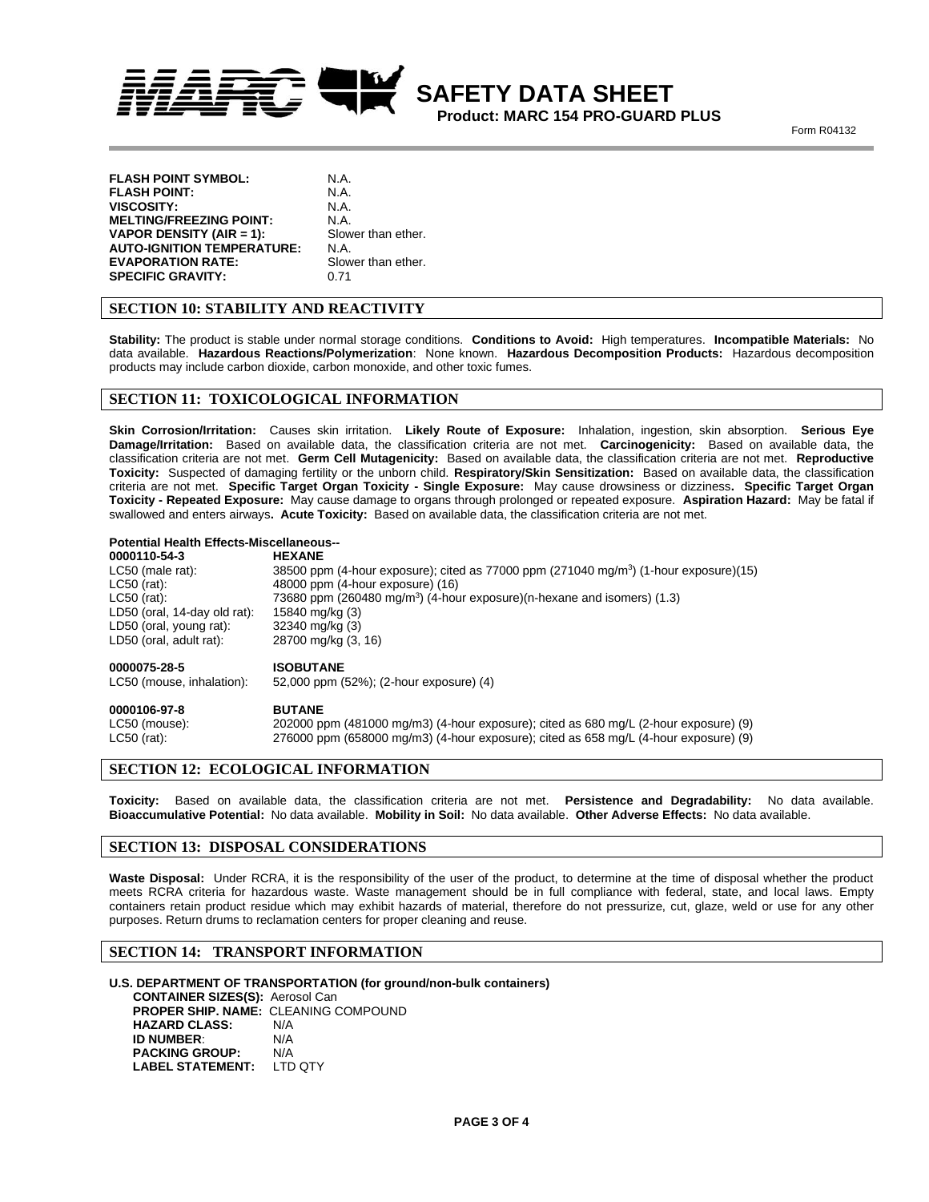| | |
|---|---|
| **FLASH POINT SYMBOL:** | N.A. |
| **FLASH POINT:** | N.A. |
| **VISCOSITY:** | N.A. |
| **MELTING/FREEZING POINT:** | N.A. |
| **VAPOR DENSITY (AIR = 1):** | Slower than ether. |
| **AUTO-IGNITION TEMPERATURE:** | N.A. |
| **EVAPORATION RATE:** | Slower than ether. |
| **SPECIFIC GRAVITY:** | 0.71 |

## SECTION 10: STABILITY AND REACTIVITY

**Stability:** The product is stable under normal storage conditions. **Conditions to Avoid:** High temperatures. **Incompatible Materials:** No data available. **Hazardous Reactions/Polymerization**: None known. **Hazardous Decomposition Products:** Hazardous decomposition products may include carbon dioxide, carbon monoxide, and other toxic fumes.

## SECTION 11: TOXICOLOGICAL INFORMATION

**Skin Corrosion/Irritation:** Causes skin irritation. **Likely Route of Exposure:** Inhalation, ingestion, skin absorption. **Serious Eye Damage/Irritation:** Based on available data, the classification criteria are not met. **Carcinogenicity:** Based on available data, the classification criteria are not met. **Germ Cell Mutagenicity:** Based on available data, the classification criteria are not met. **Reproductive Toxicity:** Suspected of damaging fertility or the unborn child. **Respiratory/Skin Sensitization:** Based on available data, the classification criteria are not met. **Specific Target Organ Toxicity - Single Exposure:** May cause drowsiness or dizziness**. Specific Target Organ Toxicity - Repeated Exposure:** May cause damage to organs through prolonged or repeated exposure. **Aspiration Hazard:** May be fatal if swallowed and enters airways**. Acute Toxicity:** Based on available data, the classification criteria are not met.

**Potential Health Effects-Miscellaneous--**

| | |
|---|---|
| **0000110-54-3** | **HEXANE** |
| LC50 (male rat): | 38500 ppm (4-hour exposure); cited as 77000 ppm (271040 mg/m$^3$) (1-hour exposure)(15) |
| LC50 (rat): | 48000 ppm (4-hour exposure) (16) |
| LC50 (rat): | 73680 ppm (260480 mg/m$^3$) (4-hour exposure)(n-hexane and isomers) (1.3) |
| LD50 (oral, 14-day old rat): | 15840 mg/kg (3) |
| LD50 (oral, young rat): | 32340 mg/kg (3) |
| LD50 (oral, adult rat): | 28700 mg/kg (3, 16) |
| **0000075-28-5** | **ISOBUTANE** |
| LC50 (mouse, inhalation): | 52,000 ppm (52%); (2-hour exposure) (4) |
| **0000106-97-8** | **BUTANE** |
| LC50 (mouse): | 202000 ppm (481000 mg/m3) (4-hour exposure); cited as 680 mg/L (2-hour exposure) (9) |
| LC50 (rat): | 276000 ppm (658000 mg/m3) (4-hour exposure); cited as 658 mg/L (4-hour exposure) (9) |

## SECTION 12: ECOLOGICAL INFORMATION

**Toxicity:** Based on available data, the classification criteria are not met. **Persistence and Degradability:** No data available. **Bioaccumulative Potential:** No data available. **Mobility in Soil:** No data available. **Other Adverse Effects:** No data available.

## SECTION 13: DISPOSAL CONSIDERATIONS

**Waste Disposal:** Under RCRA, it is the responsibility of the user of the product, to determine at the time of disposal whether the product meets RCRA criteria for hazardous waste. Waste management should be in full compliance with federal, state, and local laws. Empty containers retain product residue which may exhibit hazards of material, therefore do not pressurize, cut, glaze, weld or use for any other purposes. Return drums to reclamation centers for proper cleaning and reuse.

## SECTION 14: TRANSPORT INFORMATION

**U.S. DEPARTMENT OF TRANSPORTATION (for ground/non-bulk containers)**

**CONTAINER SIZES(S):** Aerosol Can
**PROPER SHIP. NAME:** CLEANING COMPOUND
**HAZARD CLASS:** N/A
**ID NUMBER**: N/A
**PACKING GROUP:** N/A
**LABEL STATEMENT:** LTD QTY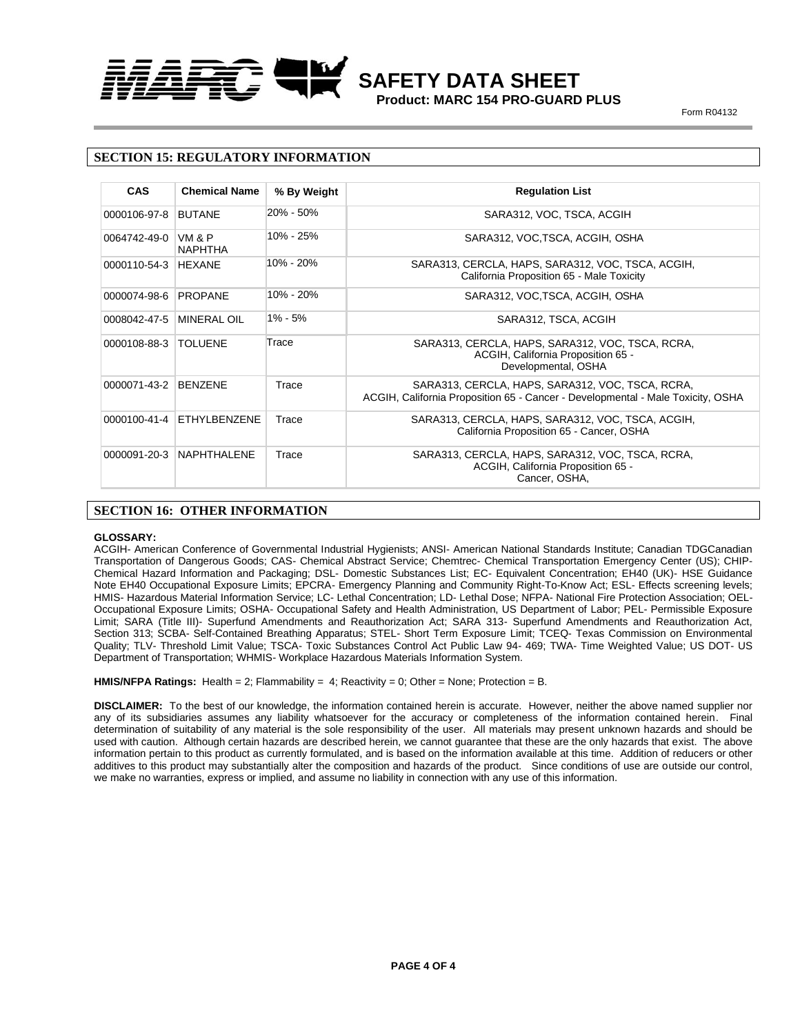# SAFETY DATA SHEET

**Product: MARC 154 PRO-GUARD PLUS**

Form R04132

## SECTION 15: REGULATORY INFORMATION

| CAS | Chemical Name | % By Weight | Regulation List |
|---|---|---|---|
| 0000106-97-8 | BUTANE | 20% - 50% | SARA312, VOC, TSCA, ACGIH |
| 0064742-49-0 | VM & P NAPHTHA | 10% - 25% | SARA312, VOC,TSCA, ACGIH, OSHA |
| 0000110-54-3 | HEXANE | 10% - 20% | SARA313, CERCLA, HAPS, SARA312, VOC, TSCA, ACGIH, California Proposition 65 - Male Toxicity |
| 0000074-98-6 | PROPANE | 10% - 20% | SARA312, VOC,TSCA, ACGIH, OSHA |
| 0008042-47-5 | MINERAL OIL | 1% - 5% | SARA312, TSCA, ACGIH |
| 0000108-88-3 | TOLUENE | Trace | SARA313, CERCLA, HAPS, SARA312, VOC, TSCA, RCRA, ACGIH, California Proposition 65 - Developmental, OSHA |
| 0000071-43-2 | BENZENE | Trace | SARA313, CERCLA, HAPS, SARA312, VOC, TSCA, RCRA, ACGIH, California Proposition 65 - Cancer - Developmental - Male Toxicity, OSHA |
| 0000100-41-4 | ETHYLBENZENE | Trace | SARA313, CERCLA, HAPS, SARA312, VOC, TSCA, ACGIH, California Proposition 65 - Cancer, OSHA |
| 0000091-20-3 | NAPHTHALENE | Trace | SARA313, CERCLA, HAPS, SARA312, VOC, TSCA, RCRA, ACGIH, California Proposition 65 - Cancer, OSHA, |

## SECTION 16: OTHER INFORMATION

**GLOSSARY:**
ACGIH- American Conference of Governmental Industrial Hygienists; ANSI- American National Standards Institute; Canadian TDGCanadian Transportation of Dangerous Goods; CAS- Chemical Abstract Service; Chemtrec- Chemical Transportation Emergency Center (US); CHIP- Chemical Hazard Information and Packaging; DSL- Domestic Substances List; EC- Equivalent Concentration; EH40 (UK)- HSE Guidance Note EH40 Occupational Exposure Limits; EPCRA- Emergency Planning and Community Right-To-Know Act; ESL- Effects screening levels; HMIS- Hazardous Material Information Service; LC- Lethal Concentration; LD- Lethal Dose; NFPA- National Fire Protection Association; OEL- Occupational Exposure Limits; OSHA- Occupational Safety and Health Administration, US Department of Labor; PEL- Permissible Exposure Limit; SARA (Title III)- Superfund Amendments and Reauthorization Act; SARA 313- Superfund Amendments and Reauthorization Act, Section 313; SCBA- Self-Contained Breathing Apparatus; STEL- Short Term Exposure Limit; TCEQ- Texas Commission on Environmental Quality; TLV- Threshold Limit Value; TSCA- Toxic Substances Control Act Public Law 94- 469; TWA- Time Weighted Value; US DOT- US Department of Transportation; WHMIS- Workplace Hazardous Materials Information System.

**HMIS/NFPA Ratings:** Health = 2; Flammability = 4; Reactivity = 0; Other = None; Protection = B.

**DISCLAIMER:** To the best of our knowledge, the information contained herein is accurate. However, neither the above named supplier nor any of its subsidiaries assumes any liability whatsoever for the accuracy or completeness of the information contained herein. Final determination of suitability of any material is the sole responsibility of the user. All materials may present unknown hazards and should be used with caution. Although certain hazards are described herein, we cannot guarantee that these are the only hazards that exist. The above information pertain to this product as currently formulated, and is based on the information available at this time. Addition of reducers or other additives to this product may substantially alter the composition and hazards of the product. Since conditions of use are outside our control, we make no warranties, express or implied, and assume no liability in connection with any use of this information.